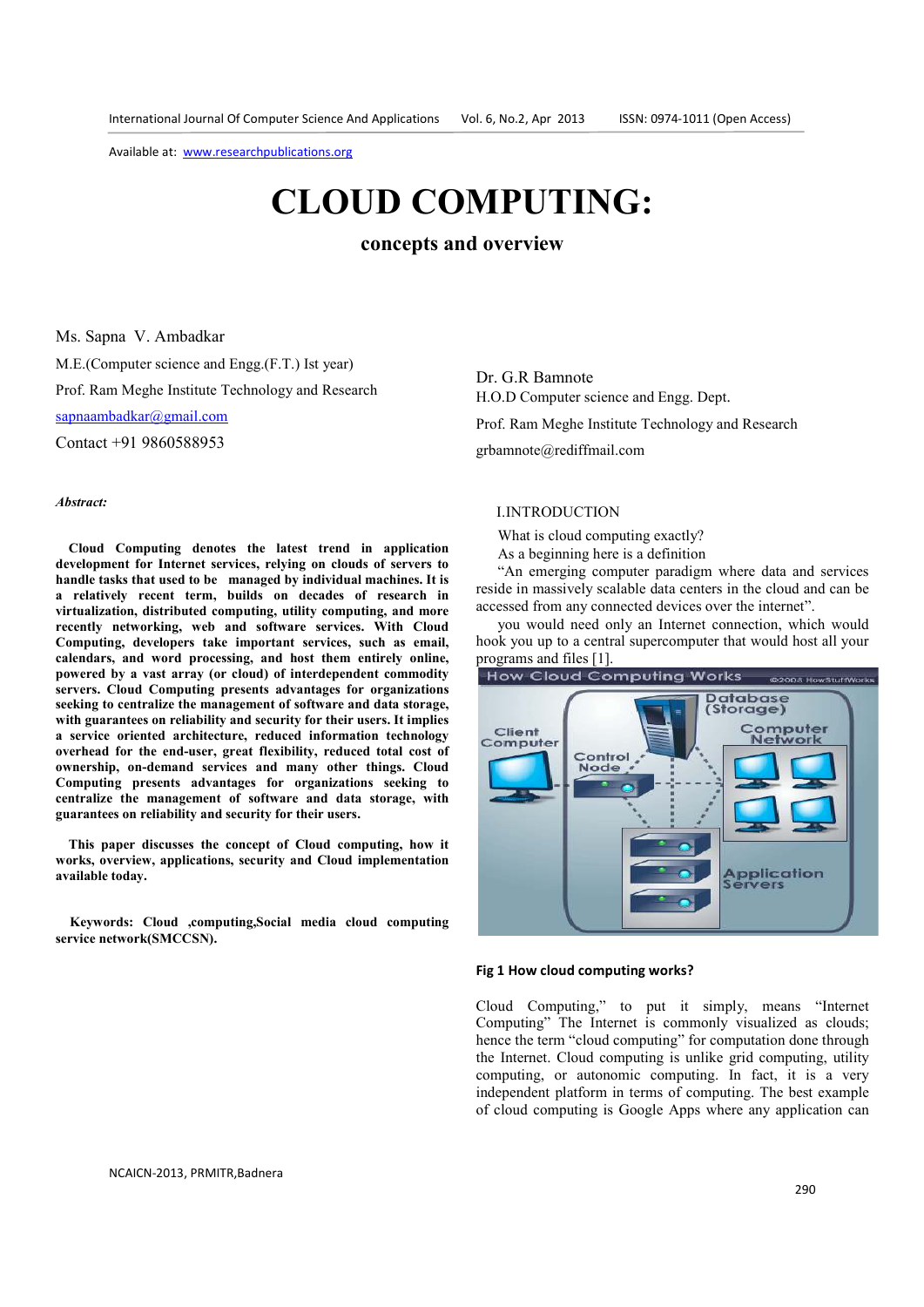Available at: www.researchpublications.org

# CLOUD COMPUTING:

## concepts and overview

Ms. Sapna V. Ambadkar

M.E.(Computer science and Engg.(F.T.) Ist year)

Prof. Ram Meghe Institute Technology and Research

sapnaambadkar@gmail.com

Contact +91 9860588953

Dr. G.R Bamnote

H.O.D Computer science and Engg. Dept.

Prof. Ram Meghe Institute Technology and Research

grbamnote@rediffmail.com

***Abstract:***

**Cloud Computing denotes the latest trend in application development for Internet services, relying on clouds of servers to handle tasks that used to be managed by individual machines. It is a relatively recent term, builds on decades of research in virtualization, distributed computing, utility computing, and more recently networking, web and software services. With Cloud Computing, developers take important services, such as email, calendars, and word processing, and host them entirely online, powered by a vast array (or cloud) of interdependent commodity servers. Cloud Computing presents advantages for organizations seeking to centralize the management of software and data storage, with guarantees on reliability and security for their users. It implies a service oriented architecture, reduced information technology overhead for the end-user, great flexibility, reduced total cost of ownership, on-demand services and many other things. Cloud Computing presents advantages for organizations seeking to centralize the management of software and data storage, with guarantees on reliability and security for their users.**

**This paper discusses the concept of Cloud computing, how it works, overview, applications, security and Cloud implementation available today.**

**Keywords: Cloud ,computing,Social media cloud computing service network(SMCCSN).**

## I.INTRODUCTION

What is cloud computing exactly?

As a beginning here is a definition

"An emerging computer paradigm where data and services reside in massively scalable data centers in the cloud and can be accessed from any connected devices over the internet".

you would need only an Internet connection, which would hook you up to a central supercomputer that would host all your programs and files [1].

**Fig 1 How cloud computing works?**

Cloud Computing," to put it simply, means "Internet Computing" The Internet is commonly visualized as clouds; hence the term "cloud computing" for computation done through the Internet. Cloud computing is unlike grid computing, utility computing, or autonomic computing. In fact, it is a very independent platform in terms of computing. The best example of cloud computing is Google Apps where any application can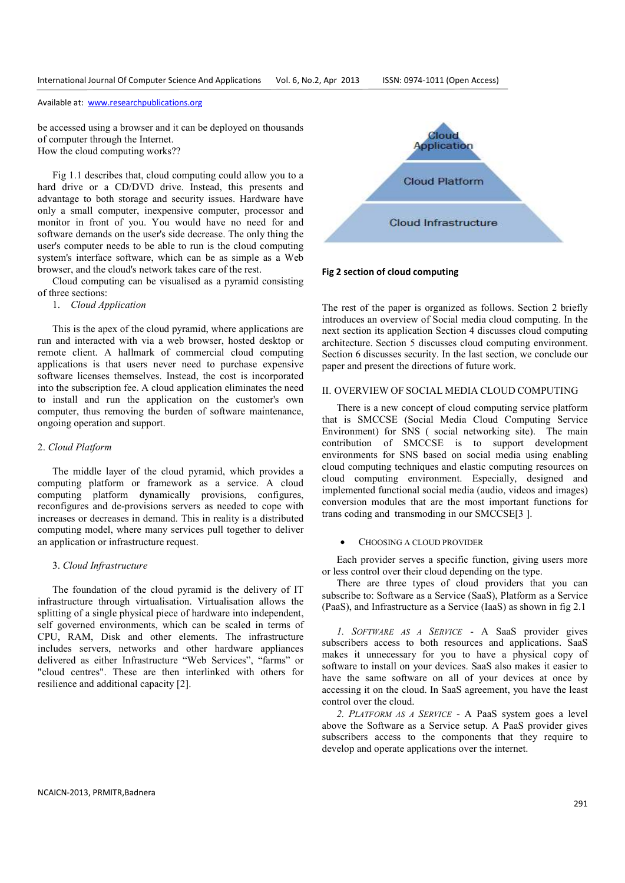be accessed using a browser and it can be deployed on thousands of computer through the Internet.
How the cloud computing works??

Fig 1.1 describes that, cloud computing could allow you to a hard drive or a CD/DVD drive. Instead, this presents and advantage to both storage and security issues. Hardware have only a small computer, inexpensive computer, processor and monitor in front of you. You would have no need for and software demands on the user's side decrease. The only thing the user's computer needs to be able to run is the cloud computing system's interface software, which can be as simple as a Web browser, and the cloud's network takes care of the rest.

Cloud computing can be visualised as a pyramid consisting of three sections:

1. *Cloud Application*

This is the apex of the cloud pyramid, where applications are run and interacted with via a web browser, hosted desktop or remote client. A hallmark of commercial cloud computing applications is that users never need to purchase expensive software licenses themselves. Instead, the cost is incorporated into the subscription fee. A cloud application eliminates the need to install and run the application on the customer's own computer, thus removing the burden of software maintenance, ongoing operation and support.

2. *Cloud Platform*

The middle layer of the cloud pyramid, which provides a computing platform or framework as a service. A cloud computing platform dynamically provisions, configures, reconfigures and de-provisions servers as needed to cope with increases or decreases in demand. This in reality is a distributed computing model, where many services pull together to deliver an application or infrastructure request.

3. *Cloud Infrastructure*

The foundation of the cloud pyramid is the delivery of IT infrastructure through virtualisation. Virtualisation allows the splitting of a single physical piece of hardware into independent, self governed environments, which can be scaled in terms of CPU, RAM, Disk and other elements. The infrastructure includes servers, networks and other hardware appliances delivered as either Infrastructure "Web Services", "farms" or "cloud centres". These are then interlinked with others for resilience and additional capacity [2].

Cloud Application
Cloud Platform
Cloud Infrastructure

**Fig 2 section of cloud computing**

The rest of the paper is organized as follows. Section 2 briefly introduces an overview of Social media cloud computing. In the next section its application Section 4 discusses cloud computing architecture. Section 5 discusses cloud computing environment. Section 6 discusses security. In the last section, we conclude our paper and present the directions of future work.

## II. OVERVIEW OF SOCIAL MEDIA CLOUD COMPUTING

There is a new concept of cloud computing service platform that is SMCCSE (Social Media Cloud Computing Service Environment) for SNS ( social networking site). The main contribution of SMCCSE is to support development environments for SNS based on social media using enabling cloud computing techniques and elastic computing resources on cloud computing environment. Especially, designed and implemented functional social media (audio, videos and images) conversion modules that are the most important functions for trans coding and transmoding in our SMCCSE[3 ].

- CHOOSING A CLOUD PROVIDER

Each provider serves a specific function, giving users more or less control over their cloud depending on the type.

There are three types of cloud providers that you can subscribe to: Software as a Service (SaaS), Platform as a Service (PaaS), and Infrastructure as a Service (IaaS) as shown in fig 2.1

1. *SOFTWARE AS A SERVICE* - A SaaS provider gives subscribers access to both resources and applications. SaaS makes it unnecessary for you to have a physical copy of software to install on your devices. SaaS also makes it easier to have the same software on all of your devices at once by accessing it on the cloud. In SaaS agreement, you have the least control over the cloud.

2. *PLATFORM AS A SERVICE* - A PaaS system goes a level above the Software as a Service setup. A PaaS provider gives subscribers access to the components that they require to develop and operate applications over the internet.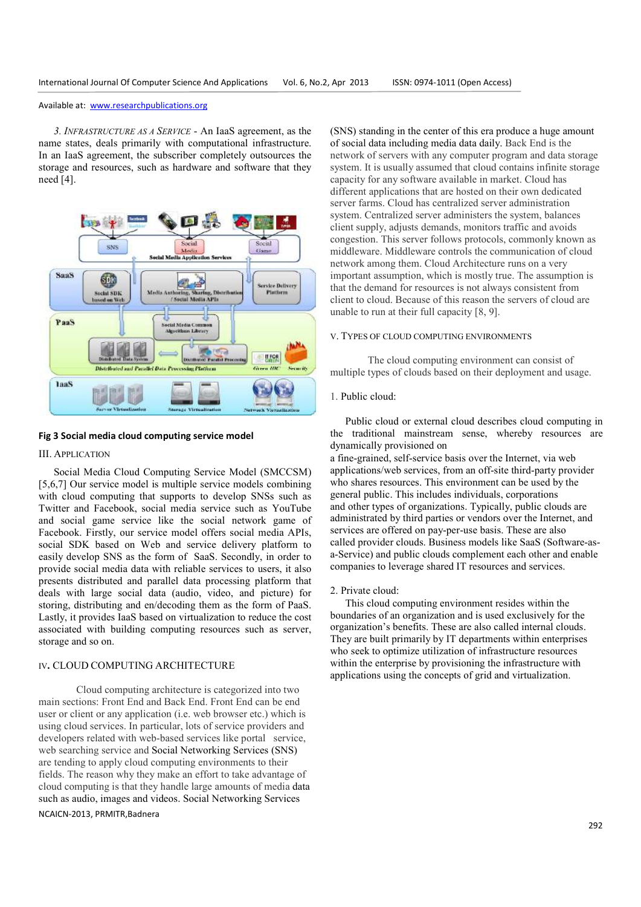*3. Infrastructure as a Service* - An IaaS agreement, as the name states, deals primarily with computational infrastructure. In an IaaS agreement, the subscriber completely outsources the storage and resources, such as hardware and software that they need [4].

**Fig 3 Social media cloud computing service model**

## III. Application

Social Media Cloud Computing Service Model (SMCCSM) [5,6,7] Our service model is multiple service models combining with cloud computing that supports to develop SNSs such as Twitter and Facebook, social media service such as YouTube and social game service like the social network game of Facebook. Firstly, our service model offers social media APIs, social SDK based on Web and service delivery platform to easily develop SNS as the form of SaaS. Secondly, in order to provide social media data with reliable services to users, it also presents distributed and parallel data processing platform that deals with large social data (audio, video, and picture) for storing, distributing and en/decoding them as the form of PaaS. Lastly, it provides IaaS based on virtualization to reduce the cost associated with building computing resources such as server, storage and so on.

## IV. Cloud Computing Architecture

Cloud computing architecture is categorized into two main sections: Front End and Back End. Front End can be end user or client or any application (i.e. web browser etc.) which is using cloud services. In particular, lots of service providers and developers related with web-based services like portal service, web searching service and Social Networking Services (SNS) are tending to apply cloud computing environments to their fields. The reason why they make an effort to take advantage of cloud computing is that they handle large amounts of media data such as audio, images and videos. Social Networking Services (SNS) standing in the center of this era produce a huge amount of social data including media data daily. Back End is the network of servers with any computer program and data storage system. It is usually assumed that cloud contains infinite storage capacity for any software available in market. Cloud has different applications that are hosted on their own dedicated server farms. Cloud has centralized server administration system. Centralized server administers the system, balances client supply, adjusts demands, monitors traffic and avoids congestion. This server follows protocols, commonly known as middleware. Middleware controls the communication of cloud network among them. Cloud Architecture runs on a very important assumption, which is mostly true. The assumption is that the demand for resources is not always consistent from client to cloud. Because of this reason the servers of cloud are unable to run at their full capacity [8, 9].

## V. Types of Cloud Computing Environments

The cloud computing environment can consist of multiple types of clouds based on their deployment and usage.

1. Public cloud:

Public cloud or external cloud describes cloud computing in the traditional mainstream sense, whereby resources are dynamically provisioned on a fine-grained, self-service basis over the Internet, via web applications/web services, from an off-site third-party provider who shares resources. This environment can be used by the general public. This includes individuals, corporations and other types of organizations. Typically, public clouds are administrated by third parties or vendors over the Internet, and services are offered on pay-per-use basis. These are also called provider clouds. Business models like SaaS (Software-as-a-Service) and public clouds complement each other and enable companies to leverage shared IT resources and services.

2. Private cloud:

This cloud computing environment resides within the boundaries of an organization and is used exclusively for the organization's benefits. These are also called internal clouds. They are built primarily by IT departments within enterprises who seek to optimize utilization of infrastructure resources within the enterprise by provisioning the infrastructure with applications using the concepts of grid and virtualization.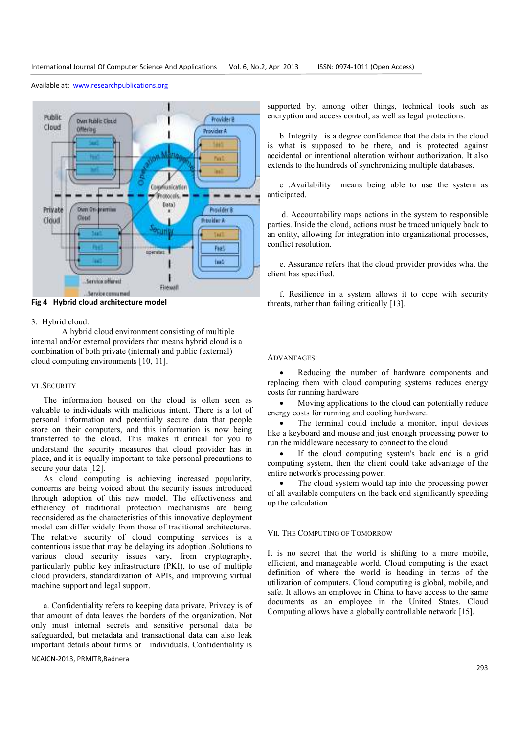Fig 4 Hybrid cloud architecture model

3. Hybrid cloud:

A hybrid cloud environment consisting of multiple internal and/or external providers that means hybrid cloud is a combination of both private (internal) and public (external) cloud computing environments [10, 11].

## VI. SECURITY

The information housed on the cloud is often seen as valuable to individuals with malicious intent. There is a lot of personal information and potentially secure data that people store on their computers, and this information is now being transferred to the cloud. This makes it critical for you to understand the security measures that cloud provider has in place, and it is equally important to take personal precautions to secure your data [12].

As cloud computing is achieving increased popularity, concerns are being voiced about the security issues introduced through adoption of this new model. The effectiveness and efficiency of traditional protection mechanisms are being reconsidered as the characteristics of this innovative deployment model can differ widely from those of traditional architectures. The relative security of cloud computing services is a contentious issue that may be delaying its adoption .Solutions to various cloud security issues vary, from cryptography, particularly public key infrastructure (PKI), to use of multiple cloud providers, standardization of APIs, and improving virtual machine support and legal support.

a. Confidentiality refers to keeping data private. Privacy is of that amount of data leaves the borders of the organization. Not only must internal secrets and sensitive personal data be safeguarded, but metadata and transactional data can also leak important details about firms or individuals. Confidentiality is supported by, among other things, technical tools such as encryption and access control, as well as legal protections.

b. Integrity is a degree confidence that the data in the cloud is what is supposed to be there, and is protected against accidental or intentional alteration without authorization. It also extends to the hundreds of synchronizing multiple databases.

c .Availability means being able to use the system as anticipated.

d. Accountability maps actions in the system to responsible parties. Inside the cloud, actions must be traced uniquely back to an entity, allowing for integration into organizational processes, conflict resolution.

e. Assurance refers that the cloud provider provides what the client has specified.

f. Resilience in a system allows it to cope with security threats, rather than failing critically [13].

## ADVANTAGES:

- Reducing the number of hardware components and replacing them with cloud computing systems reduces energy costs for running hardware
- Moving applications to the cloud can potentially reduce energy costs for running and cooling hardware.
- The terminal could include a monitor, input devices like a keyboard and mouse and just enough processing power to run the middleware necessary to connect to the cloud
- If the cloud computing system's back end is a grid computing system, then the client could take advantage of the entire network's processing power.
- The cloud system would tap into the processing power of all available computers on the back end significantly speeding up the calculation

## VII. THE COMPUTING OF TOMORROW

It is no secret that the world is shifting to a more mobile, efficient, and manageable world. Cloud computing is the exact definition of where the world is heading in terms of the utilization of computers. Cloud computing is global, mobile, and safe. It allows an employee in China to have access to the same documents as an employee in the United States. Cloud Computing allows have a globally controllable network [15].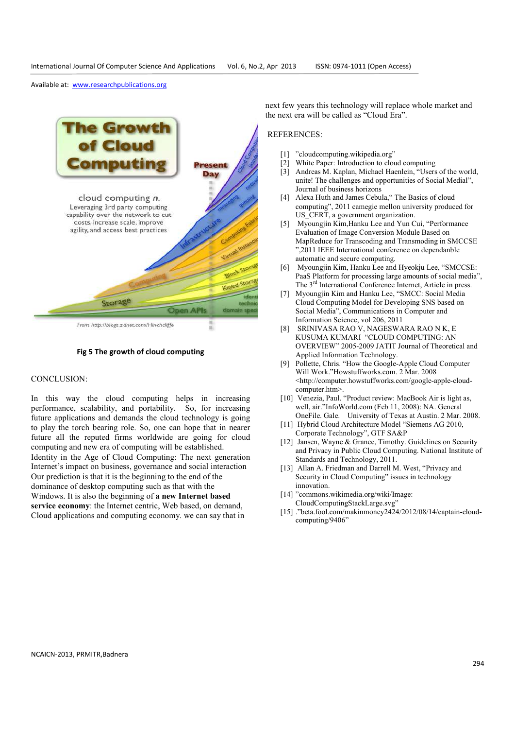Fig 5 The growth of cloud computing

CONCLUSION:

In this way the cloud computing helps in increasing performance, scalability, and portability. So, for increasing future applications and demands the cloud technology is going to play the torch bearing role. So, one can hope that in nearer future all the reputed firms worldwide are going for cloud computing and new era of computing will be established.
Identity in the Age of Cloud Computing: The next generation Internet's impact on business, governance and social interaction Our prediction is that it is the beginning to the end of the dominance of desktop computing such as that with the Windows. It is also the beginning of **a new Internet based service economy**: the Internet centric, Web based, on demand, Cloud applications and computing economy. we can say that in next few years this technology will replace whole market and the next era will be called as "Cloud Era".

REFERENCES:

[1] "cloudcomputing.wikipedia.org"
[2] White Paper: Introduction to cloud computing
[3] Andreas M. Kaplan, Michael Haenlein, "Users of the world, unite! The challenges and opportunities of Social Medial", Journal of business horizons
[4] Alexa Huth and James Cebula," The Basics of cloud computing", 2011 camegie mellon university produced for US_CERT, a government organization.
[5] Myoungjin Kim,Hanku Lee and Yun Cui, "Performance Evaluation of Image Conversion Module Based on MapReduce for Transcoding and Transmoding in SMCCSE ",2011 IEEE International conference on dependanble automatic and secure computing.
[6] Myoungjin Kim, Hanku Lee and Hyeokju Lee, "SMCCSE: PaaS Platform for processing large amounts of social media", The 3rd International Conference Internet, Article in press.
[7] Myoungjin Kim and Hanku Lee, "SMCC: Social Media Cloud Computing Model for Developing SNS based on Social Media", Communications in Computer and Information Science, vol 206, 2011
[8] SRINIVASA RAO V, NAGESWARA RAO N K, E KUSUMA KUMARI "CLOUD COMPUTING: AN OVERVIEW" 2005-2009 JATIT Journal of Theoretical and Applied Information Technology.
[9] Pollette, Chris. "How the Google-Apple Cloud Computer Will Work."Howstuffworks.com. 2 Mar. 2008 <http://computer.howstuffworks.com/google-apple-cloud-computer.htm>.
[10] Venezia, Paul. "Product review: MacBook Air is light as, well, air."InfoWorld.com (Feb 11, 2008): NA. General OneFile. Gale. University of Texas at Austin. 2 Mar. 2008.
[11] Hybrid Cloud Architecture Model "Siemens AG 2010, Corporate Technology", GTF SA&P
[12] Jansen, Wayne & Grance, Timothy. Guidelines on Security and Privacy in Public Cloud Computing. National Institute of Standards and Technology, 2011.
[13] Allan A. Friedman and Darrell M. West, "Privacy and Security in Cloud Computing" issues in technology innovation.
[14] "commons.wikimedia.org/wiki/Image: CloudComputingStackLarge.svg"
[15] ."beta.fool.com/makinmoney2424/2012/08/14/captain-cloud-computing/9406"